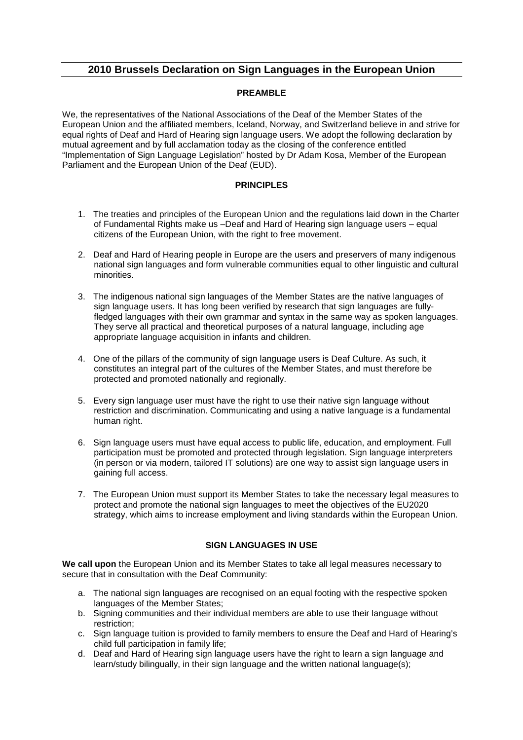# 2010 Brussels Declaration on Sign Languages in the European Union

## PREAMBLE

We, the representatives of the National Associations of the Deaf of the Member States of the European Union and the affiliated members, Iceland, Norway, and Switzerland believe in and strive for equal rights of Deaf and Hard of Hearing sign language users. We adopt the following declaration by mutual agreement and by full acclamation today as the closing of the conference entitled "Implementation of Sign Language Legislation" hosted by Dr Adam Kosa, Member of the European Parliament and the European Union of the Deaf (EUD).

## PRINCIPLES

1. The treaties and principles of the European Union and the regulations laid down in the Charter of Fundamental Rights make us –Deaf and Hard of Hearing sign language users – equal citizens of the European Union, with the right to free movement.
2. Deaf and Hard of Hearing people in Europe are the users and preservers of many indigenous national sign languages and form vulnerable communities equal to other linguistic and cultural minorities.
3. The indigenous national sign languages of the Member States are the native languages of sign language users. It has long been verified by research that sign languages are fully-fledged languages with their own grammar and syntax in the same way as spoken languages. They serve all practical and theoretical purposes of a natural language, including age appropriate language acquisition in infants and children.
4. One of the pillars of the community of sign language users is Deaf Culture. As such, it constitutes an integral part of the cultures of the Member States, and must therefore be protected and promoted nationally and regionally.
5. Every sign language user must have the right to use their native sign language without restriction and discrimination. Communicating and using a native language is a fundamental human right.
6. Sign language users must have equal access to public life, education, and employment. Full participation must be promoted and protected through legislation. Sign language interpreters (in person or via modern, tailored IT solutions) are one way to assist sign language users in gaining full access.
7. The European Union must support its Member States to take the necessary legal measures to protect and promote the national sign languages to meet the objectives of the EU2020 strategy, which aims to increase employment and living standards within the European Union.

## SIGN LANGUAGES IN USE

**We call upon** the European Union and its Member States to take all legal measures necessary to secure that in consultation with the Deaf Community:

a. The national sign languages are recognised on an equal footing with the respective spoken languages of the Member States;
b. Signing communities and their individual members are able to use their language without restriction;
c. Sign language tuition is provided to family members to ensure the Deaf and Hard of Hearing's child full participation in family life;
d. Deaf and Hard of Hearing sign language users have the right to learn a sign language and learn/study bilingually, in their sign language and the written national language(s);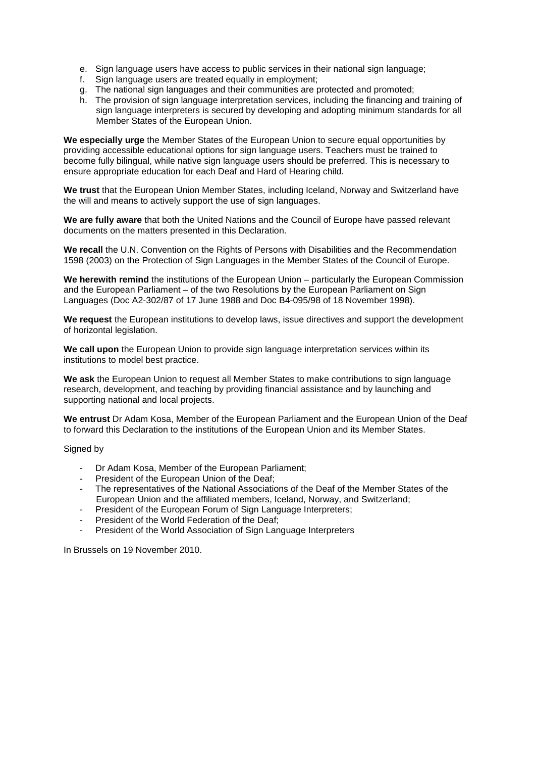e. Sign language users have access to public services in their national sign language;
f. Sign language users are treated equally in employment;
g. The national sign languages and their communities are protected and promoted;
h. The provision of sign language interpretation services, including the financing and training of sign language interpreters is secured by developing and adopting minimum standards for all Member States of the European Union.

**We especially urge** the Member States of the European Union to secure equal opportunities by providing accessible educational options for sign language users. Teachers must be trained to become fully bilingual, while native sign language users should be preferred. This is necessary to ensure appropriate education for each Deaf and Hard of Hearing child.

**We trust** that the European Union Member States, including Iceland, Norway and Switzerland have the will and means to actively support the use of sign languages.

**We are fully aware** that both the United Nations and the Council of Europe have passed relevant documents on the matters presented in this Declaration.

**We recall** the U.N. Convention on the Rights of Persons with Disabilities and the Recommendation 1598 (2003) on the Protection of Sign Languages in the Member States of the Council of Europe.

**We herewith remind** the institutions of the European Union – particularly the European Commission and the European Parliament – of the two Resolutions by the European Parliament on Sign Languages (Doc A2-302/87 of 17 June 1988 and Doc B4-095/98 of 18 November 1998).

**We request** the European institutions to develop laws, issue directives and support the development of horizontal legislation.

**We call upon** the European Union to provide sign language interpretation services within its institutions to model best practice.

**We ask** the European Union to request all Member States to make contributions to sign language research, development, and teaching by providing financial assistance and by launching and supporting national and local projects.

**We entrust** Dr Adam Kosa, Member of the European Parliament and the European Union of the Deaf to forward this Declaration to the institutions of the European Union and its Member States.

Signed by

- Dr Adam Kosa, Member of the European Parliament;
- President of the European Union of the Deaf;
- The representatives of the National Associations of the Deaf of the Member States of the European Union and the affiliated members, Iceland, Norway, and Switzerland;
- President of the European Forum of Sign Language Interpreters;
- President of the World Federation of the Deaf;
- President of the World Association of Sign Language Interpreters

In Brussels on 19 November 2010.